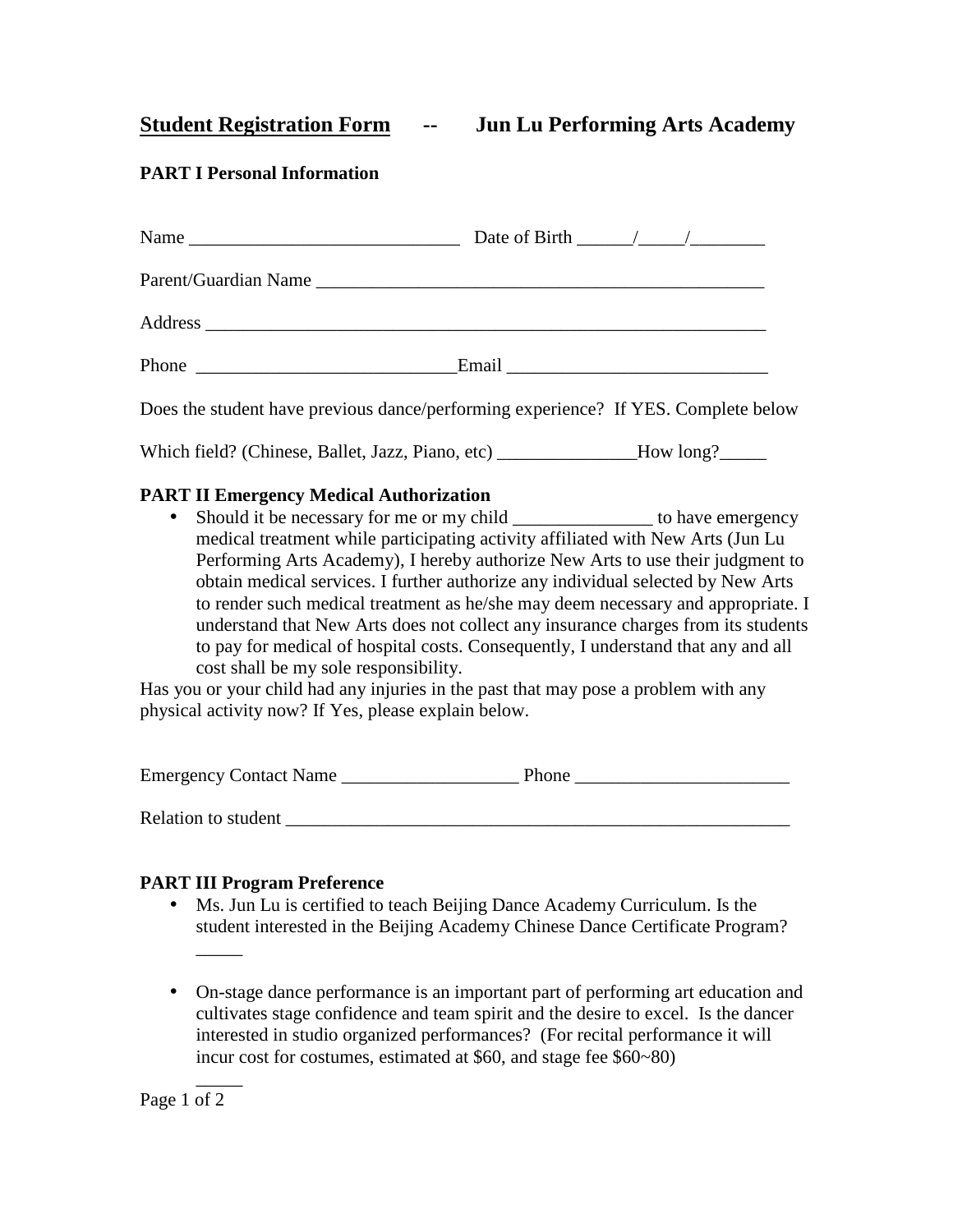## Student Registration Form -- Jun Lu Performing Arts Academy

**PART I Personal Information**

Name _____________________________ Date of Birth ______/_____/________

Parent/Guardian Name ________________________________________________

Address _____________________________________________________________

Phone ___________________________Email ___________________________

Does the student have previous dance/performing experience? If YES. Complete below

Which field? (Chinese, Ballet, Jazz, Piano, etc) _______________How long?_____

**PART II Emergency Medical Authorization**

- Should it be necessary for me or my child _______________ to have emergency medical treatment while participating activity affiliated with New Arts (Jun Lu Performing Arts Academy), I hereby authorize New Arts to use their judgment to obtain medical services. I further authorize any individual selected by New Arts to render such medical treatment as he/she may deem necessary and appropriate. I understand that New Arts does not collect any insurance charges from its students to pay for medical of hospital costs. Consequently, I understand that any and all cost shall be my sole responsibility.

Has you or your child had any injuries in the past that may pose a problem with any physical activity now? If Yes, please explain below.

Emergency Contact Name ___________________ Phone _______________________

Relation to student _______________________________________________________

**PART III Program Preference**

- Ms. Jun Lu is certified to teach Beijing Dance Academy Curriculum. Is the student interested in the Beijing Academy Chinese Dance Certificate Program? _____

- On-stage dance performance is an important part of performing art education and cultivates stage confidence and team spirit and the desire to excel. Is the dancer interested in studio organized performances? (For recital performance it will incur cost for costumes, estimated at $60, and stage fee $60~80) _____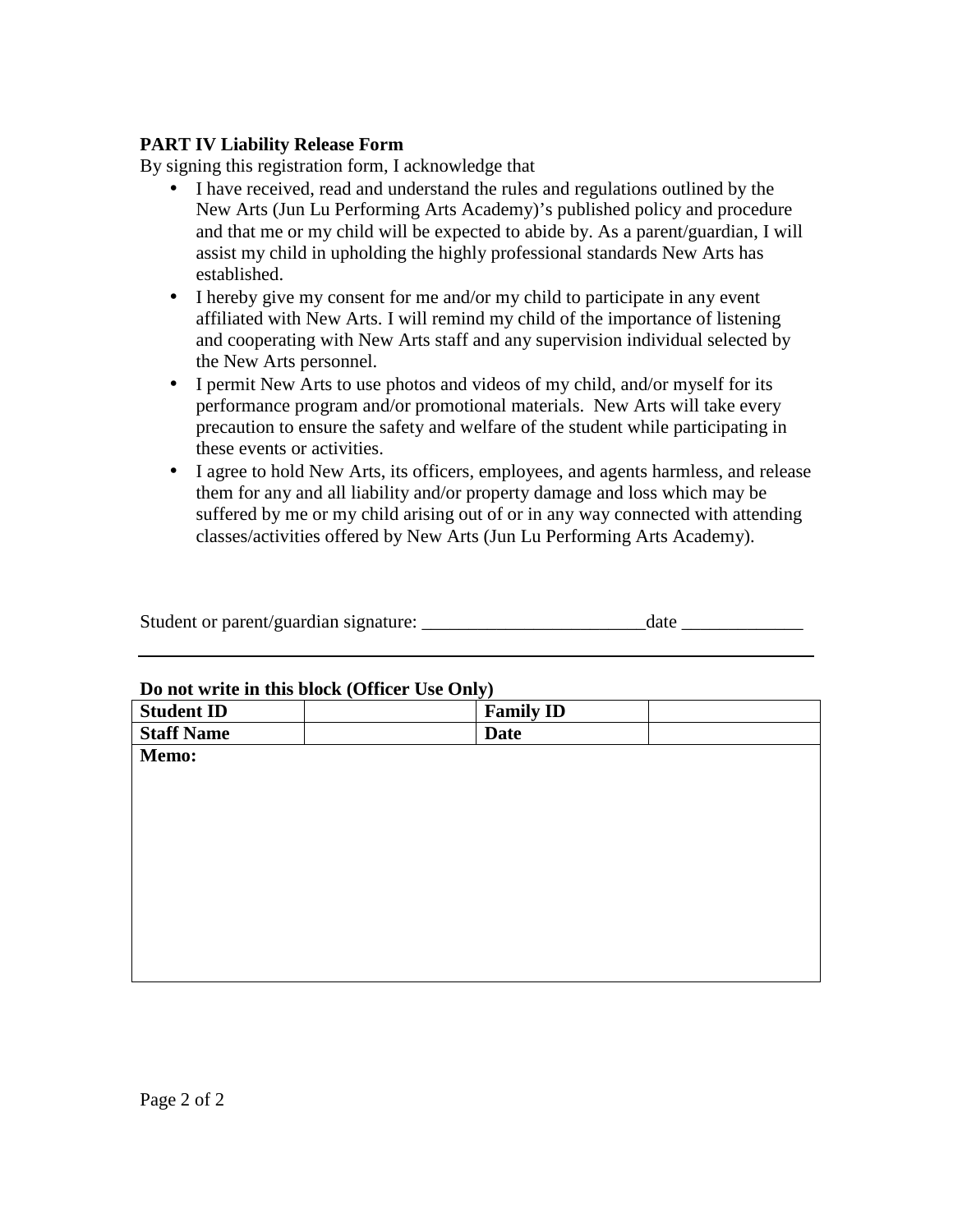**PART IV Liability Release Form**

By signing this registration form, I acknowledge that

- I have received, read and understand the rules and regulations outlined by the New Arts (Jun Lu Performing Arts Academy)'s published policy and procedure and that me or my child will be expected to abide by. As a parent/guardian, I will assist my child in upholding the highly professional standards New Arts has established.
- I hereby give my consent for me and/or my child to participate in any event affiliated with New Arts. I will remind my child of the importance of listening and cooperating with New Arts staff and any supervision individual selected by the New Arts personnel.
- I permit New Arts to use photos and videos of my child, and/or myself for its performance program and/or promotional materials. New Arts will take every precaution to ensure the safety and welfare of the student while participating in these events or activities.
- I agree to hold New Arts, its officers, employees, and agents harmless, and release them for any and all liability and/or property damage and loss which may be suffered by me or my child arising out of or in any way connected with attending classes/activities offered by New Arts (Jun Lu Performing Arts Academy).

Student or parent/guardian signature: ________________________date _____________

---

**Do not write in this block (Officer Use Only)**

| | | | |
|---|---|---|---|
| **Student ID** | | **Family ID** | |
| **Staff Name** | | **Date** | |
| **Memo:** | | | |